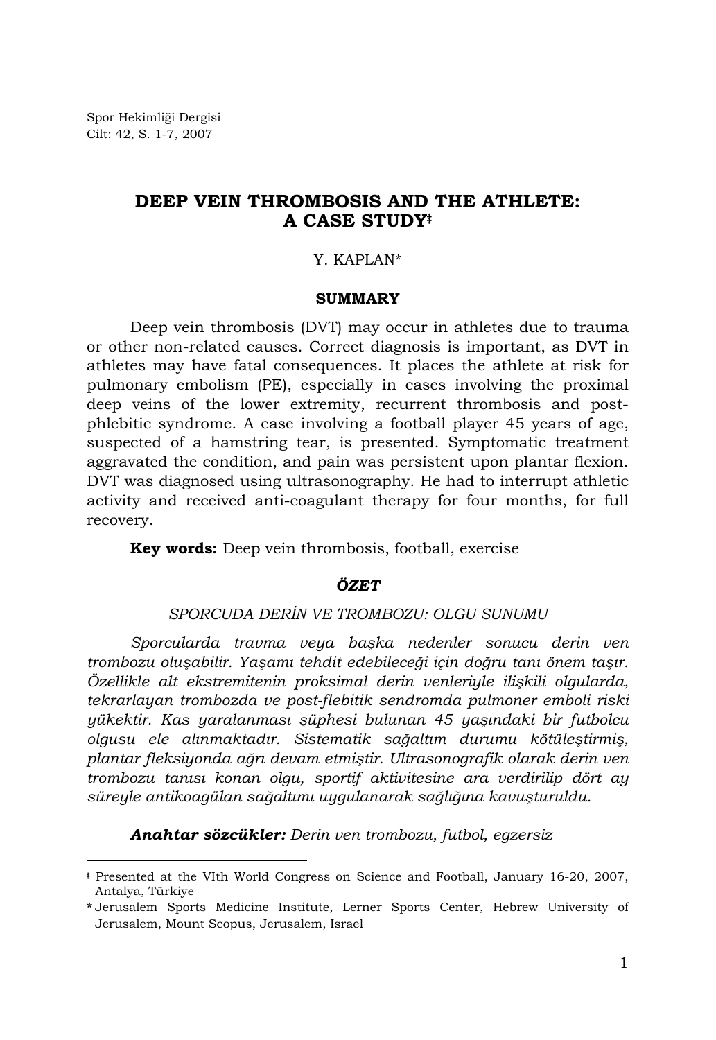# DEEP VEIN THROMBOSIS AND THE ATHLETE: A CASE STUDY‡

Y. KAPLAN*

## SUMMARY

Deep vein thrombosis (DVT) may occur in athletes due to trauma or other non-related causes. Correct diagnosis is important, as DVT in athletes may have fatal consequences. It places the athlete at risk for pulmonary embolism (PE), especially in cases involving the proximal deep veins of the lower extremity, recurrent thrombosis and post-phlebitic syndrome. A case involving a football player 45 years of age, suspected of a hamstring tear, is presented. Symptomatic treatment aggravated the condition, and pain was persistent upon plantar flexion. DVT was diagnosed using ultrasonography. He had to interrupt athletic activity and received anti-coagulant therapy for four months, for full recovery.

**Key words:** Deep vein thrombosis, football, exercise

## *ÖZET*

*SPORCUDA DERİN VE TROMBOZU: OLGU SUNUMU*

*Sporcularda travma veya başka nedenler sonucu derin ven trombozu oluşabilir. Yaşamı tehdit edebileceği için doğru tanı önem taşır. Özellikle alt ekstremitenin proksimal derin venleriyle ilişkili olgularda, tekrarlayan trombozda ve post-flebitik sendromda pulmoner emboli riski yükektir. Kas yaralanması şüphesi bulunan 45 yaşındaki bir futbolcu olgusu ele alınmaktadır. Sistematik sağaltım durumu kötüleştirmiş, plantar fleksiyonda ağrı devam etmiştir. Ultrasonografik olarak derin ven trombozu tanısı konan olgu, sportif aktivitesine ara verdirilip dört ay süreyle antikoagülan sağaltımı uygulanarak sağlığına kavuşturuldu.*

***Anahtar sözcükler:*** *Derin ven trombozu, futbol, egzersiz*

---

‡ Presented at the VIth World Congress on Science and Football, January 16-20, 2007, Antalya, Türkiye

\* Jerusalem Sports Medicine Institute, Lerner Sports Center, Hebrew University of Jerusalem, Mount Scopus, Jerusalem, Israel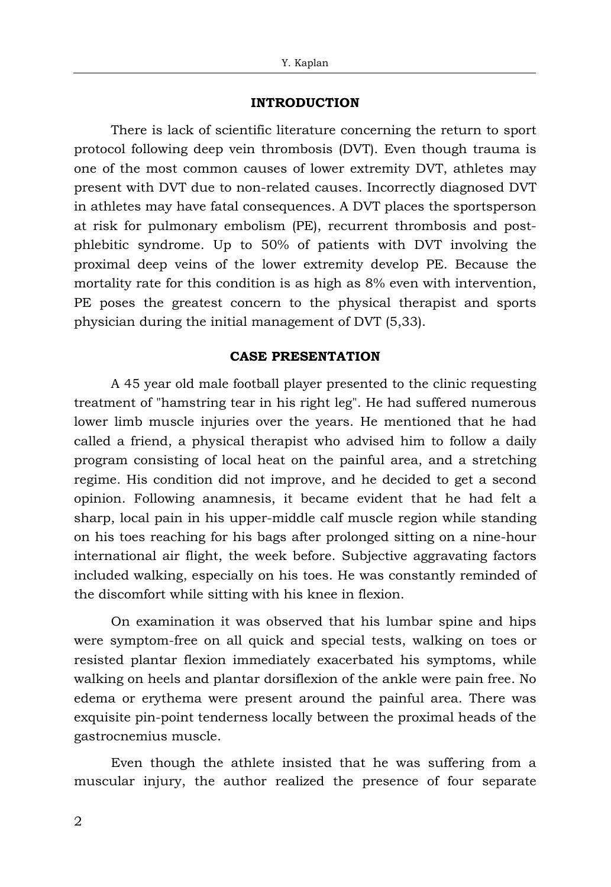## INTRODUCTION

There is lack of scientific literature concerning the return to sport protocol following deep vein thrombosis (DVT). Even though trauma is one of the most common causes of lower extremity DVT, athletes may present with DVT due to non-related causes. Incorrectly diagnosed DVT in athletes may have fatal consequences. A DVT places the sportsperson at risk for pulmonary embolism (PE), recurrent thrombosis and post-phlebitic syndrome. Up to 50% of patients with DVT involving the proximal deep veins of the lower extremity develop PE. Because the mortality rate for this condition is as high as 8% even with intervention, PE poses the greatest concern to the physical therapist and sports physician during the initial management of DVT (5,33).

## CASE PRESENTATION

A 45 year old male football player presented to the clinic requesting treatment of "hamstring tear in his right leg". He had suffered numerous lower limb muscle injuries over the years. He mentioned that he had called a friend, a physical therapist who advised him to follow a daily program consisting of local heat on the painful area, and a stretching regime. His condition did not improve, and he decided to get a second opinion. Following anamnesis, it became evident that he had felt a sharp, local pain in his upper-middle calf muscle region while standing on his toes reaching for his bags after prolonged sitting on a nine-hour international air flight, the week before. Subjective aggravating factors included walking, especially on his toes. He was constantly reminded of the discomfort while sitting with his knee in flexion.

On examination it was observed that his lumbar spine and hips were symptom-free on all quick and special tests, walking on toes or resisted plantar flexion immediately exacerbated his symptoms, while walking on heels and plantar dorsiflexion of the ankle were pain free. No edema or erythema were present around the painful area. There was exquisite pin-point tenderness locally between the proximal heads of the gastrocnemius muscle.

Even though the athlete insisted that he was suffering from a muscular injury, the author realized the presence of four separate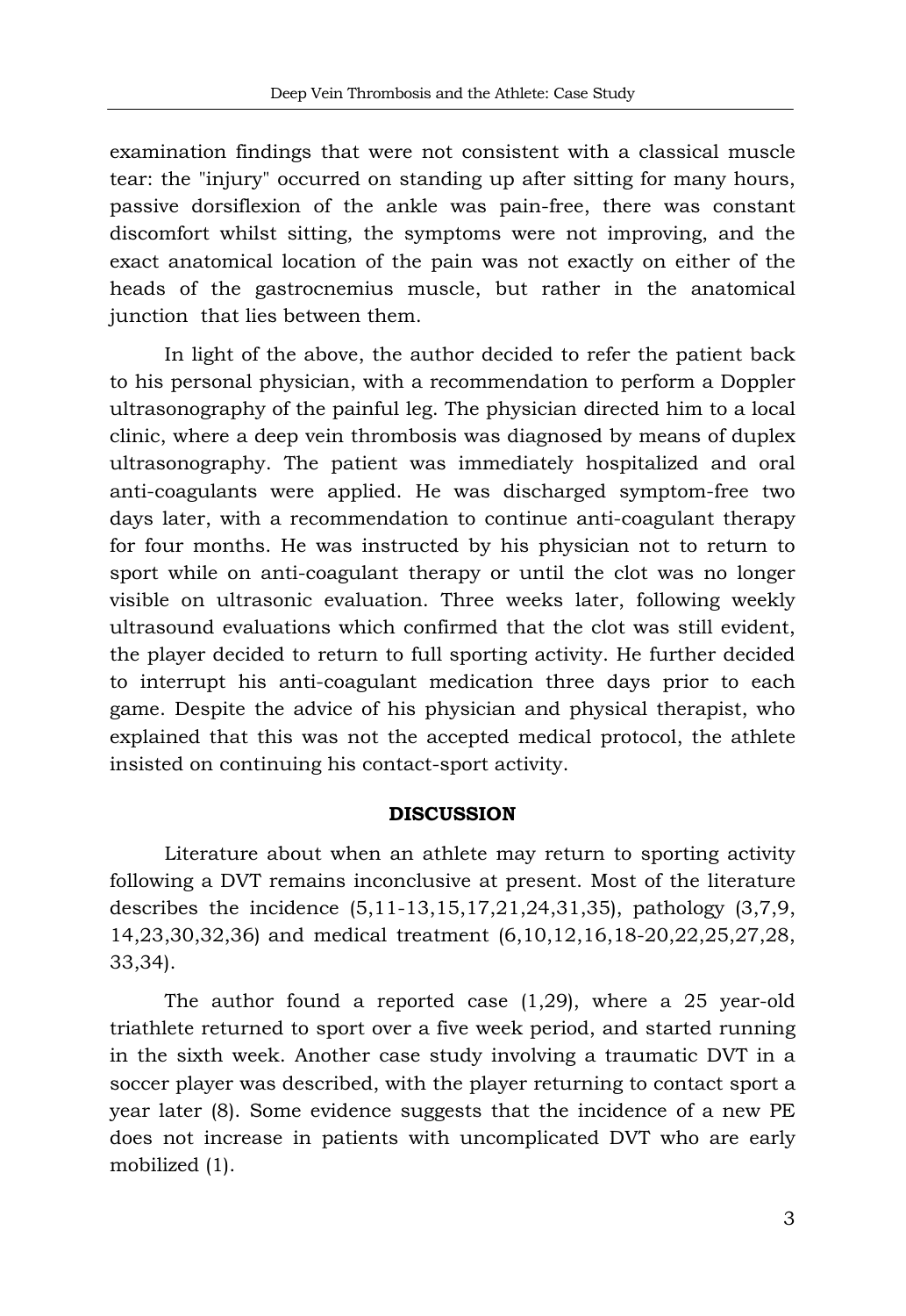examination findings that were not consistent with a classical muscle tear: the "injury" occurred on standing up after sitting for many hours, passive dorsiflexion of the ankle was pain-free, there was constant discomfort whilst sitting, the symptoms were not improving, and the exact anatomical location of the pain was not exactly on either of the heads of the gastrocnemius muscle, but rather in the anatomical junction that lies between them.

In light of the above, the author decided to refer the patient back to his personal physician, with a recommendation to perform a Doppler ultrasonography of the painful leg. The physician directed him to a local clinic, where a deep vein thrombosis was diagnosed by means of duplex ultrasonography. The patient was immediately hospitalized and oral anti-coagulants were applied. He was discharged symptom-free two days later, with a recommendation to continue anti-coagulant therapy for four months. He was instructed by his physician not to return to sport while on anti-coagulant therapy or until the clot was no longer visible on ultrasonic evaluation. Three weeks later, following weekly ultrasound evaluations which confirmed that the clot was still evident, the player decided to return to full sporting activity. He further decided to interrupt his anti-coagulant medication three days prior to each game. Despite the advice of his physician and physical therapist, who explained that this was not the accepted medical protocol, the athlete insisted on continuing his contact-sport activity.

## DISCUSSION

Literature about when an athlete may return to sporting activity following a DVT remains inconclusive at present. Most of the literature describes the incidence (5,11-13,15,17,21,24,31,35), pathology (3,7,9, 14,23,30,32,36) and medical treatment (6,10,12,16,18-20,22,25,27,28, 33,34).

The author found a reported case (1,29), where a 25 year-old triathlete returned to sport over a five week period, and started running in the sixth week. Another case study involving a traumatic DVT in a soccer player was described, with the player returning to contact sport a year later (8). Some evidence suggests that the incidence of a new PE does not increase in patients with uncomplicated DVT who are early mobilized (1).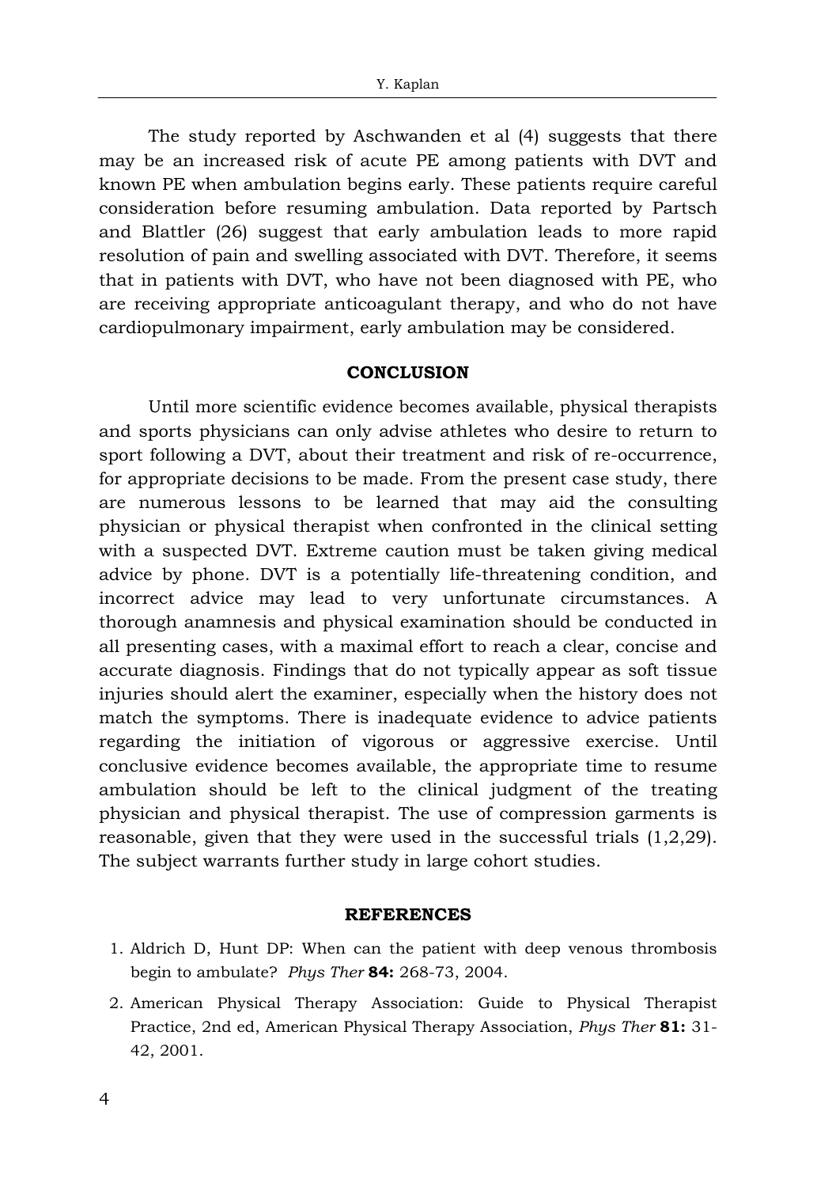The study reported by Aschwanden et al (4) suggests that there may be an increased risk of acute PE among patients with DVT and known PE when ambulation begins early. These patients require careful consideration before resuming ambulation. Data reported by Partsch and Blattler (26) suggest that early ambulation leads to more rapid resolution of pain and swelling associated with DVT. Therefore, it seems that in patients with DVT, who have not been diagnosed with PE, who are receiving appropriate anticoagulant therapy, and who do not have cardiopulmonary impairment, early ambulation may be considered.

## CONCLUSION

Until more scientific evidence becomes available, physical therapists and sports physicians can only advise athletes who desire to return to sport following a DVT, about their treatment and risk of re-occurrence, for appropriate decisions to be made. From the present case study, there are numerous lessons to be learned that may aid the consulting physician or physical therapist when confronted in the clinical setting with a suspected DVT. Extreme caution must be taken giving medical advice by phone. DVT is a potentially life-threatening condition, and incorrect advice may lead to very unfortunate circumstances. A thorough anamnesis and physical examination should be conducted in all presenting cases, with a maximal effort to reach a clear, concise and accurate diagnosis. Findings that do not typically appear as soft tissue injuries should alert the examiner, especially when the history does not match the symptoms. There is inadequate evidence to advice patients regarding the initiation of vigorous or aggressive exercise. Until conclusive evidence becomes available, the appropriate time to resume ambulation should be left to the clinical judgment of the treating physician and physical therapist. The use of compression garments is reasonable, given that they were used in the successful trials (1,2,29). The subject warrants further study in large cohort studies.

## REFERENCES

1. Aldrich D, Hunt DP: When can the patient with deep venous thrombosis begin to ambulate? *Phys Ther* **84:** 268-73, 2004.
2. American Physical Therapy Association: Guide to Physical Therapist Practice, 2nd ed, American Physical Therapy Association, *Phys Ther* **81:** 31-42, 2001.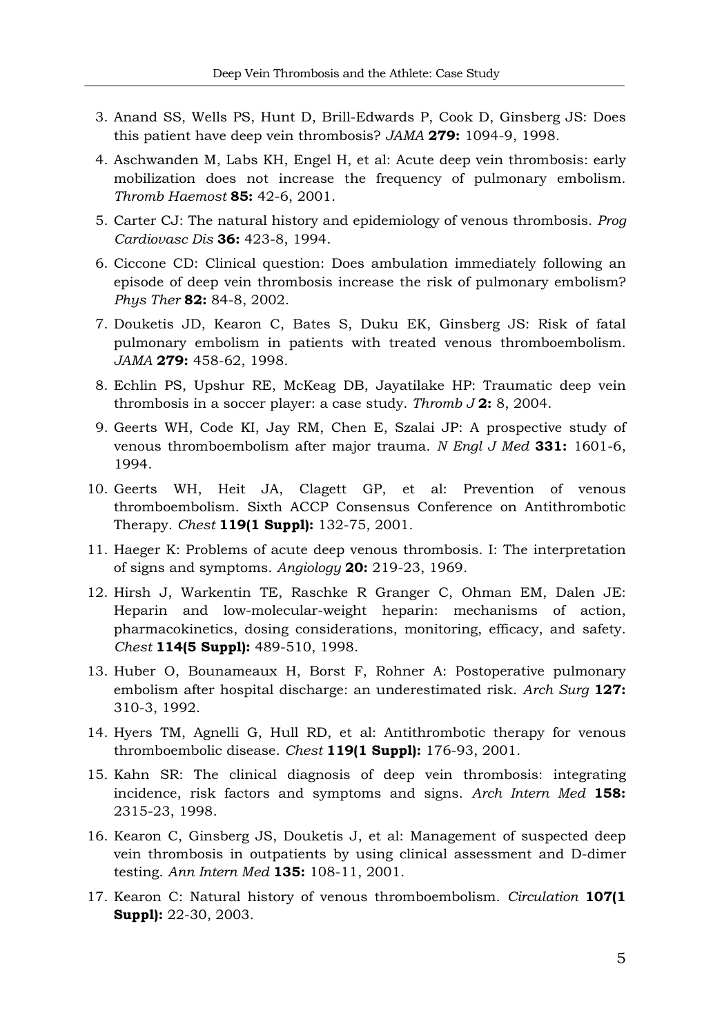3. Anand SS, Wells PS, Hunt D, Brill-Edwards P, Cook D, Ginsberg JS: Does this patient have deep vein thrombosis? *JAMA* **279:** 1094-9, 1998.
4. Aschwanden M, Labs KH, Engel H, et al: Acute deep vein thrombosis: early mobilization does not increase the frequency of pulmonary embolism. *Thromb Haemost* **85:** 42-6, 2001.
5. Carter CJ: The natural history and epidemiology of venous thrombosis. *Prog Cardiovasc Dis* **36:** 423-8, 1994.
6. Ciccone CD: Clinical question: Does ambulation immediately following an episode of deep vein thrombosis increase the risk of pulmonary embolism? *Phys Ther* **82:** 84-8, 2002.
7. Douketis JD, Kearon C, Bates S, Duku EK, Ginsberg JS: Risk of fatal pulmonary embolism in patients with treated venous thromboembolism. *JAMA* **279:** 458-62, 1998.
8. Echlin PS, Upshur RE, McKeag DB, Jayatilake HP: Traumatic deep vein thrombosis in a soccer player: a case study. *Thromb J* **2:** 8, 2004.
9. Geerts WH, Code KI, Jay RM, Chen E, Szalai JP: A prospective study of venous thromboembolism after major trauma. *N Engl J Med* **331:** 1601-6, 1994.
10. Geerts WH, Heit JA, Clagett GP, et al: Prevention of venous thromboembolism. Sixth ACCP Consensus Conference on Antithrombotic Therapy. *Chest* **119(1 Suppl):** 132-75, 2001.
11. Haeger K: Problems of acute deep venous thrombosis. I: The interpretation of signs and symptoms. *Angiology* **20:** 219-23, 1969.
12. Hirsh J, Warkentin TE, Raschke R Granger C, Ohman EM, Dalen JE: Heparin and low-molecular-weight heparin: mechanisms of action, pharmacokinetics, dosing considerations, monitoring, efficacy, and safety. *Chest* **114(5 Suppl):** 489-510, 1998.
13. Huber O, Bounameaux H, Borst F, Rohner A: Postoperative pulmonary embolism after hospital discharge: an underestimated risk. *Arch Surg* **127:** 310-3, 1992.
14. Hyers TM, Agnelli G, Hull RD, et al: Antithrombotic therapy for venous thromboembolic disease. *Chest* **119(1 Suppl):** 176-93, 2001.
15. Kahn SR: The clinical diagnosis of deep vein thrombosis: integrating incidence, risk factors and symptoms and signs. *Arch Intern Med* **158:** 2315-23, 1998.
16. Kearon C, Ginsberg JS, Douketis J, et al: Management of suspected deep vein thrombosis in outpatients by using clinical assessment and D-dimer testing. *Ann Intern Med* **135:** 108-11, 2001.
17. Kearon C: Natural history of venous thromboembolism. *Circulation* **107(1 Suppl):** 22-30, 2003.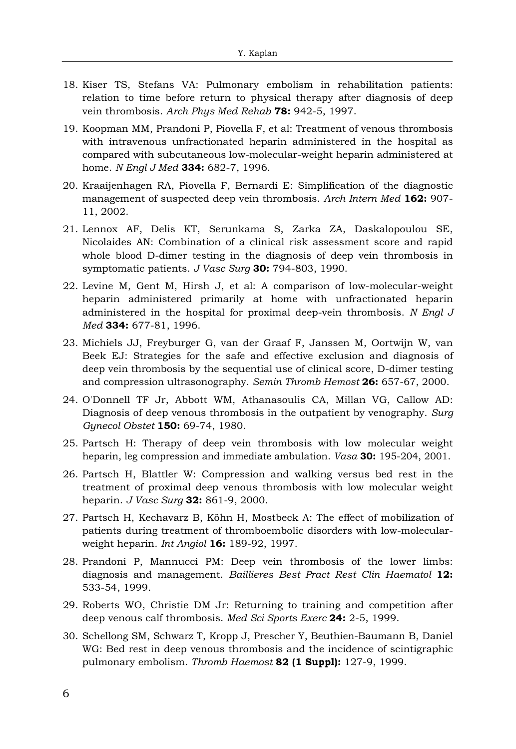18. Kiser TS, Stefans VA: Pulmonary embolism in rehabilitation patients: relation to time before return to physical therapy after diagnosis of deep vein thrombosis. *Arch Phys Med Rehab* **78:** 942-5, 1997.
19. Koopman MM, Prandoni P, Piovella F, et al: Treatment of venous thrombosis with intravenous unfractionated heparin administered in the hospital as compared with subcutaneous low-molecular-weight heparin administered at home. *N Engl J Med* **334:** 682-7, 1996.
20. Kraaijenhagen RA, Piovella F, Bernardi E: Simplification of the diagnostic management of suspected deep vein thrombosis. *Arch Intern Med* **162:** 907-11, 2002.
21. Lennox AF, Delis KT, Serunkama S, Zarka ZA, Daskalopoulou SE, Nicolaides AN: Combination of a clinical risk assessment score and rapid whole blood D-dimer testing in the diagnosis of deep vein thrombosis in symptomatic patients. *J Vasc Surg* **30:** 794-803, 1990.
22. Levine M, Gent M, Hirsh J, et al: A comparison of low-molecular-weight heparin administered primarily at home with unfractionated heparin administered in the hospital for proximal deep-vein thrombosis. *N Engl J Med* **334:** 677-81, 1996.
23. Michiels JJ, Freyburger G, van der Graaf F, Janssen M, Oortwijn W, van Beek EJ: Strategies for the safe and effective exclusion and diagnosis of deep vein thrombosis by the sequential use of clinical score, D-dimer testing and compression ultrasonography. *Semin Thromb Hemost* **26:** 657-67, 2000.
24. O'Donnell TF Jr, Abbott WM, Athanasoulis CA, Millan VG, Callow AD: Diagnosis of deep venous thrombosis in the outpatient by venography. *Surg Gynecol Obstet* **150:** 69-74, 1980.
25. Partsch H: Therapy of deep vein thrombosis with low molecular weight heparin, leg compression and immediate ambulation. *Vasa* **30:** 195-204, 2001.
26. Partsch H, Blattler W: Compression and walking versus bed rest in the treatment of proximal deep venous thrombosis with low molecular weight heparin. *J Vasc Surg* **32:** 861-9, 2000.
27. Partsch H, Kechavarz B, Köhn H, Mostbeck A: The effect of mobilization of patients during treatment of thromboembolic disorders with low-molecular-weight heparin. *Int Angiol* **16:** 189-92, 1997.
28. Prandoni P, Mannucci PM: Deep vein thrombosis of the lower limbs: diagnosis and management. *Baillieres Best Pract Rest Clin Haematol* **12:** 533-54, 1999.
29. Roberts WO, Christie DM Jr: Returning to training and competition after deep venous calf thrombosis. *Med Sci Sports Exerc* **24:** 2-5, 1999.
30. Schellong SM, Schwarz T, Kropp J, Prescher Y, Beuthien-Baumann B, Daniel WG: Bed rest in deep venous thrombosis and the incidence of scintigraphic pulmonary embolism. *Thromb Haemost* **82 (1 Suppl):** 127-9, 1999.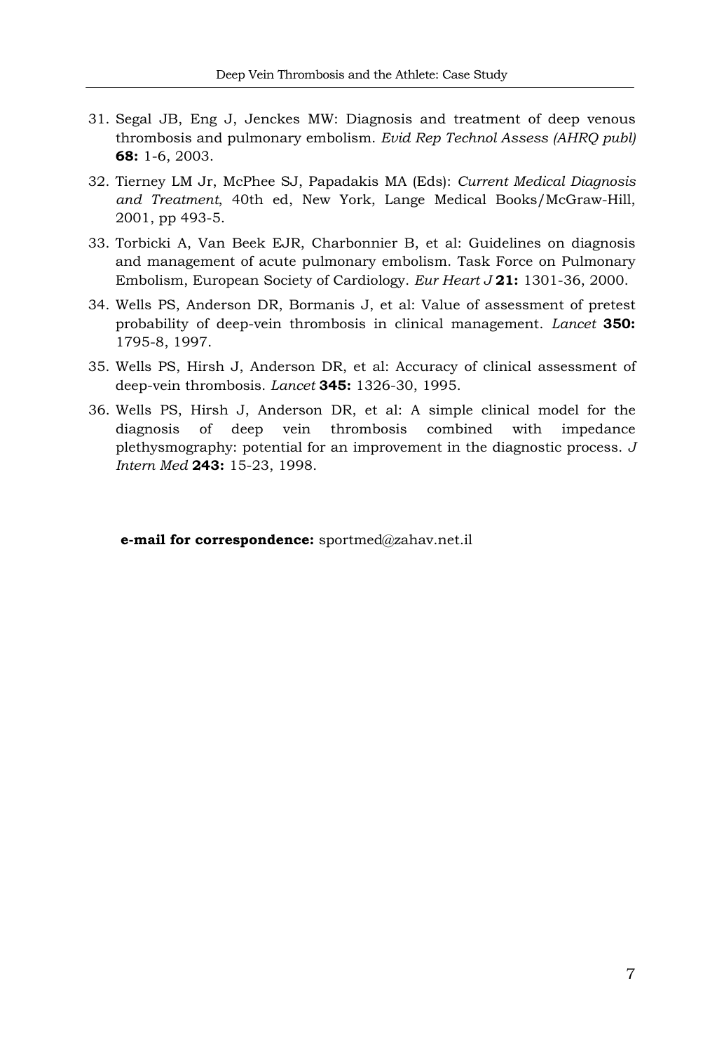31. Segal JB, Eng J, Jenckes MW: Diagnosis and treatment of deep venous thrombosis and pulmonary embolism. *Evid Rep Technol Assess (AHRQ publ)* **68:** 1-6, 2003.
32. Tierney LM Jr, McPhee SJ, Papadakis MA (Eds): *Current Medical Diagnosis and Treatment*, 40th ed, New York, Lange Medical Books/McGraw-Hill, 2001, pp 493-5.
33. Torbicki A, Van Beek EJR, Charbonnier B, et al: Guidelines on diagnosis and management of acute pulmonary embolism. Task Force on Pulmonary Embolism, European Society of Cardiology. *Eur Heart J* **21:** 1301-36, 2000.
34. Wells PS, Anderson DR, Bormanis J, et al: Value of assessment of pretest probability of deep-vein thrombosis in clinical management. *Lancet* **350:** 1795-8, 1997.
35. Wells PS, Hirsh J, Anderson DR, et al: Accuracy of clinical assessment of deep-vein thrombosis. *Lancet* **345:** 1326-30, 1995.
36. Wells PS, Hirsh J, Anderson DR, et al: A simple clinical model for the diagnosis of deep vein thrombosis combined with impedance plethysmography: potential for an improvement in the diagnostic process. *J Intern Med* **243:** 15-23, 1998.

**e-mail for correspondence:** sportmed@zahav.net.il